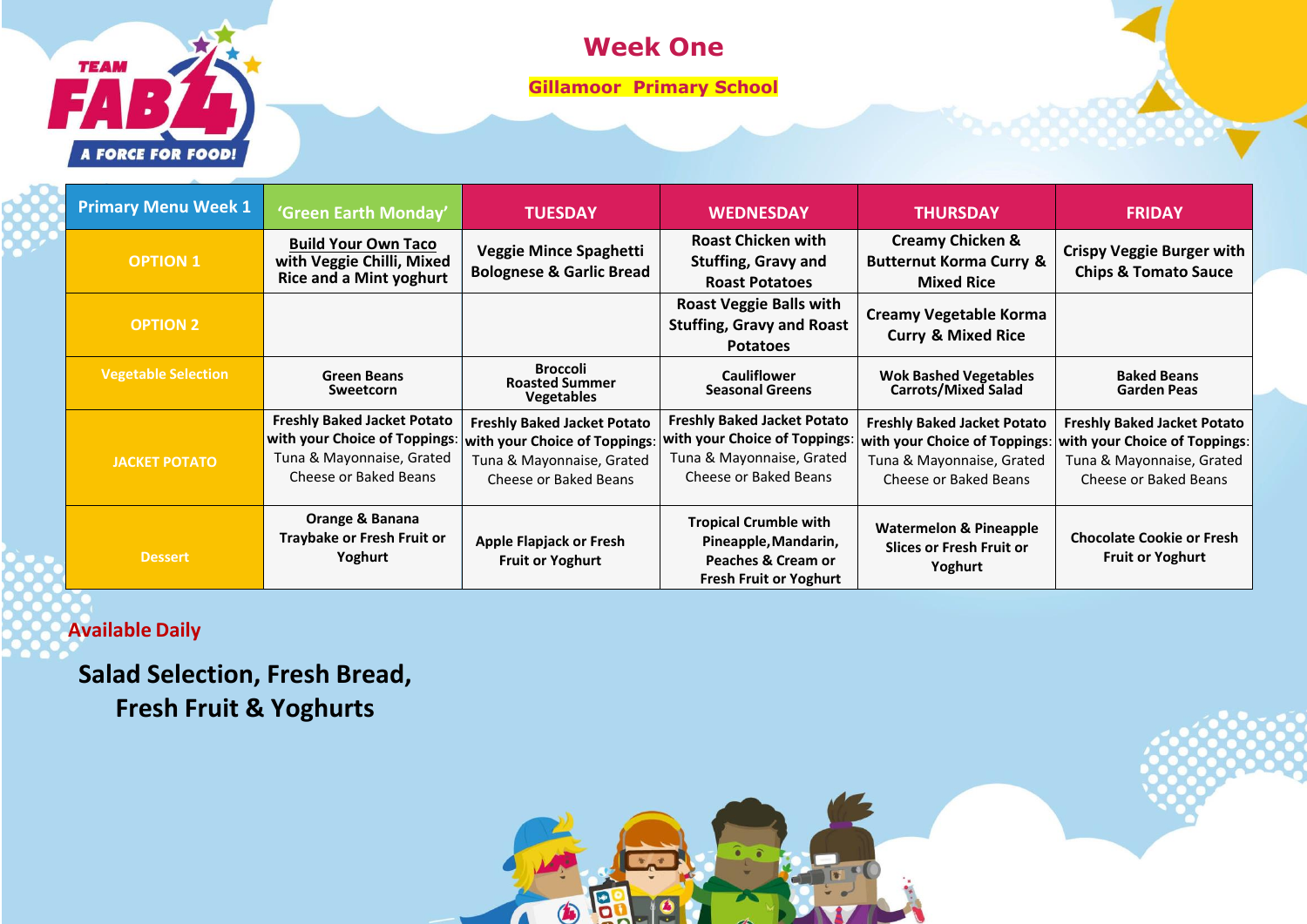# Week One

## Gillamoor Primary School

| Primary Menu Week 1 | 'Green Earth Monday' | TUESDAY | WEDNESDAY | THURSDAY | FRIDAY |
|---|---|---|---|---|---|
| OPTION 1 | **Build Your Own Taco** with Veggie Chilli, Mixed Rice and a Mint yoghurt | Veggie Mince Spaghetti Bolognese & Garlic Bread | Roast Chicken with Stuffing, Gravy and Roast Potatoes | Creamy Chicken & Butternut Korma Curry & Mixed Rice | Crispy Veggie Burger with Chips & Tomato Sauce |
| OPTION 2 | | | Roast Veggie Balls with Stuffing, Gravy and Roast Potatoes | Creamy Vegetable Korma Curry & Mixed Rice | |
| Vegetable Selection | Green Beans Sweetcorn | Broccoli Roasted Summer Vegetables | Cauliflower Seasonal Greens | Wok Bashed Vegetables Carrots/Mixed Salad | Baked Beans Garden Peas |
| JACKET POTATO | **Freshly Baked Jacket Potato with your Choice of Toppings:** Tuna & Mayonnaise, Grated Cheese or Baked Beans | **Freshly Baked Jacket Potato with your Choice of Toppings:** Tuna & Mayonnaise, Grated Cheese or Baked Beans | **Freshly Baked Jacket Potato with your Choice of Toppings:** Tuna & Mayonnaise, Grated Cheese or Baked Beans | **Freshly Baked Jacket Potato with your Choice of Toppings:** Tuna & Mayonnaise, Grated Cheese or Baked Beans | **Freshly Baked Jacket Potato with your Choice of Toppings:** Tuna & Mayonnaise, Grated Cheese or Baked Beans |
| Dessert | Orange & Banana Traybake or Fresh Fruit or Yoghurt | Apple Flapjack or Fresh Fruit or Yoghurt | Tropical Crumble with Pineapple, Mandarin, Peaches & Cream or Fresh Fruit or Yoghurt | Watermelon & Pineapple Slices or Fresh Fruit or Yoghurt | Chocolate Cookie or Fresh Fruit or Yoghurt |

**Available Daily**

**Salad Selection, Fresh Bread, Fresh Fruit & Yoghurts**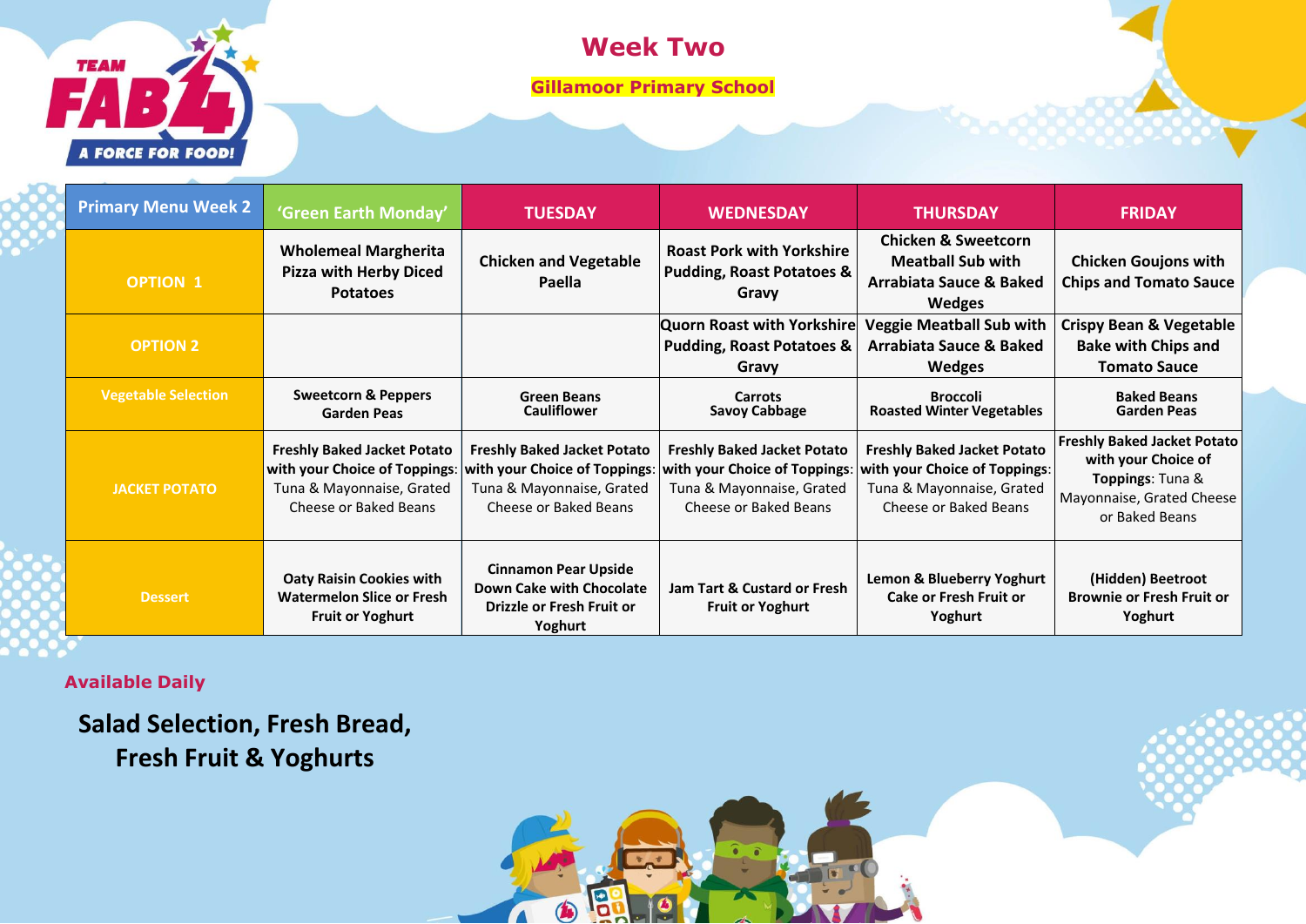# Week Two

**Gillamoor Primary School**

| Primary Menu Week 2 | 'Green Earth Monday' | TUESDAY | WEDNESDAY | THURSDAY | FRIDAY |
|---|---|---|---|---|---|
| OPTION 1 | Wholemeal Margherita Pizza with Herby Diced Potatoes | Chicken and Vegetable Paella | Roast Pork with Yorkshire Pudding, Roast Potatoes & Gravy | Chicken & Sweetcorn Meatball Sub with Arrabiata Sauce & Baked Wedges | Chicken Goujons with Chips and Tomato Sauce |
| OPTION 2 | | | Quorn Roast with Yorkshire Pudding, Roast Potatoes & Gravy | Veggie Meatball Sub with Arrabiata Sauce & Baked Wedges | Crispy Bean & Vegetable Bake with Chips and Tomato Sauce |
| Vegetable Selection | Sweetcorn & Peppers Garden Peas | Green Beans Cauliflower | Carrots Savoy Cabbage | Broccoli Roasted Winter Vegetables | Baked Beans Garden Peas |
| JACKET POTATO | **Freshly Baked Jacket Potato with your Choice of Toppings**: Tuna & Mayonnaise, Grated Cheese or Baked Beans | **Freshly Baked Jacket Potato with your Choice of Toppings**: Tuna & Mayonnaise, Grated Cheese or Baked Beans | **Freshly Baked Jacket Potato with your Choice of Toppings**: Tuna & Mayonnaise, Grated Cheese or Baked Beans | **Freshly Baked Jacket Potato with your Choice of Toppings**: Tuna & Mayonnaise, Grated Cheese or Baked Beans | **Freshly Baked Jacket Potato with your Choice of Toppings**: Tuna & Mayonnaise, Grated Cheese or Baked Beans |
| Dessert | Oaty Raisin Cookies with Watermelon Slice or Fresh Fruit or Yoghurt | Cinnamon Pear Upside Down Cake with Chocolate Drizzle or Fresh Fruit or Yoghurt | Jam Tart & Custard or Fresh Fruit or Yoghurt | Lemon & Blueberry Yoghurt Cake or Fresh Fruit or Yoghurt | (Hidden) Beetroot Brownie or Fresh Fruit or Yoghurt |

**Available Daily**

**Salad Selection, Fresh Bread, Fresh Fruit & Yoghurts**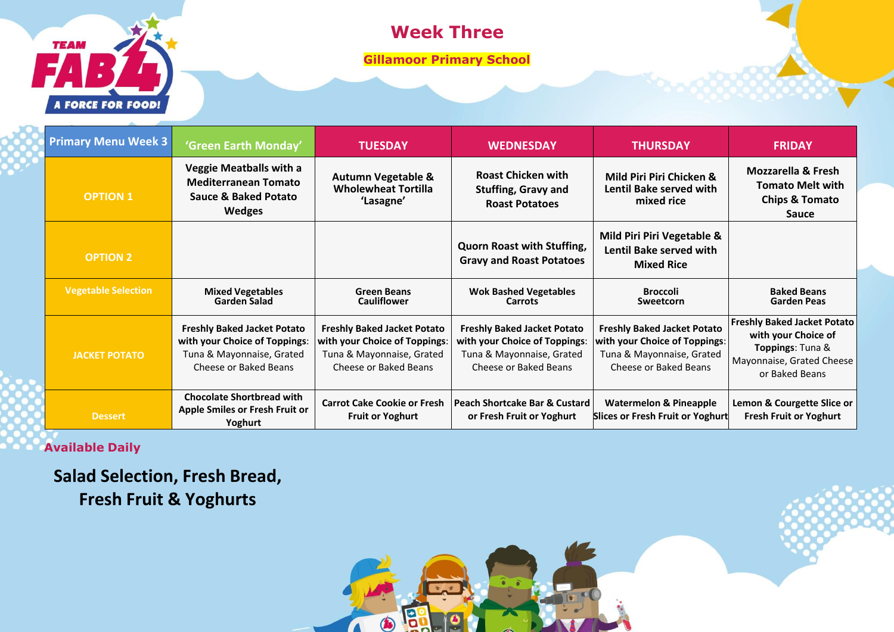TEAM FAB 4 A FORCE FOR FOOD!

# Week Three

## Gillamoor Primary School

| Primary Menu Week 3 | 'Green Earth Monday' | TUESDAY | WEDNESDAY | THURSDAY | FRIDAY |
| --- | --- | --- | --- | --- | --- |
| OPTION 1 | Veggie Meatballs with a Mediterranean Tomato Sauce & Baked Potato Wedges | Autumn Vegetable & Wholewheat Tortilla 'Lasagne' | Roast Chicken with Stuffing, Gravy and Roast Potatoes | Mild Piri Piri Chicken & Lentil Bake served with mixed rice | Mozzarella & Fresh Tomato Melt with Chips & Tomato Sauce |
| OPTION 2 | | | Quorn Roast with Stuffing, Gravy and Roast Potatoes | Mild Piri Piri Vegetable & Lentil Bake served with Mixed Rice | |
| Vegetable Selection | Mixed Vegetables Garden Salad | Green Beans Cauliflower | Wok Bashed Vegetables Carrots | Broccoli Sweetcorn | Baked Beans Garden Peas |
| JACKET POTATO | **Freshly Baked Jacket Potato with your Choice of Toppings**: Tuna & Mayonnaise, Grated Cheese or Baked Beans | **Freshly Baked Jacket Potato with your Choice of Toppings**: Tuna & Mayonnaise, Grated Cheese or Baked Beans | **Freshly Baked Jacket Potato with your Choice of Toppings**: Tuna & Mayonnaise, Grated Cheese or Baked Beans | **Freshly Baked Jacket Potato with your Choice of Toppings**: Tuna & Mayonnaise, Grated Cheese or Baked Beans | **Freshly Baked Jacket Potato with your Choice of Toppings**: Tuna & Mayonnaise, Grated Cheese or Baked Beans |
| Dessert | Chocolate Shortbread with Apple Smiles or Fresh Fruit or Yoghurt | Carrot Cake Cookie or Fresh Fruit or Yoghurt | Peach Shortcake Bar & Custard or Fresh Fruit or Yoghurt | Watermelon & Pineapple Slices or Fresh Fruit or Yoghurt | Lemon & Courgette Slice or Fresh Fruit or Yoghurt |

**Available Daily**

**Salad Selection, Fresh Bread, Fresh Fruit & Yoghurts**